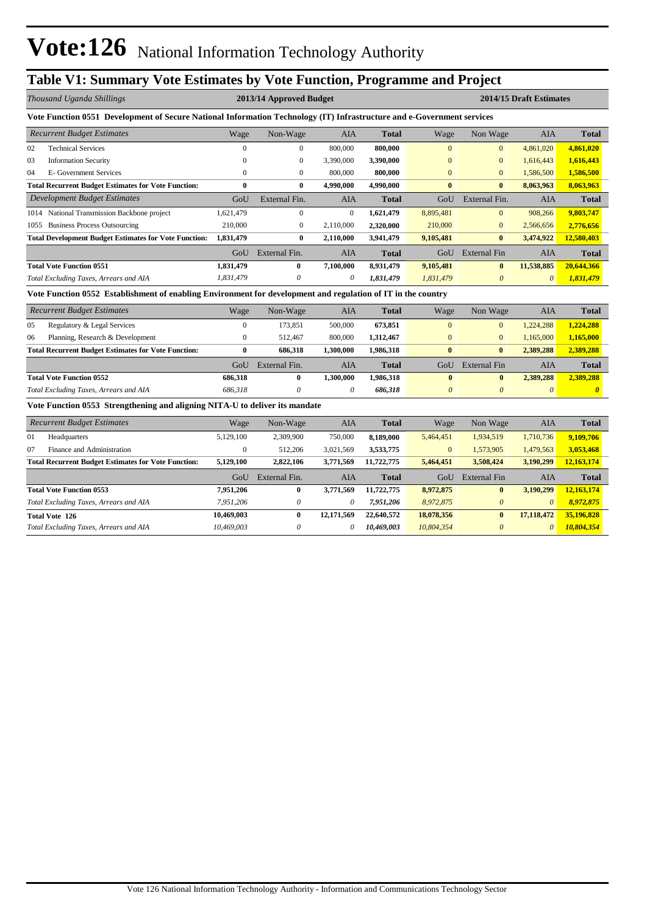# Vote:126 National Information Technology Authority

## Table V1: Summary Vote Estimates by Vote Function, Programme and Project

| *Thousand Uganda Shillings* | 2013/14 Approved Budget | | | | 2014/15 Draft Estimates | | | |
|---|---|---|---|---|---|---|---|---|
| **Vote Function 0551 Development of Secure National Information Technology (IT) Infrastructure and e-Government services** | | | | | | | | |
| *Recurrent Budget Estimates* | Wage | Non-Wage | AIA | **Total** | Wage | Non Wage | AIA | **Total** |
| 02 Technical Services | 0 | 0 | 800,000 | **800,000** | 0 | 0 | 4,861,020 | **4,861,020** |
| 03 Information Security | 0 | 0 | 3,390,000 | **3,390,000** | 0 | 0 | 1,616,443 | **1,616,443** |
| 04 E- Government Services | 0 | 0 | 800,000 | **800,000** | 0 | 0 | 1,586,500 | **1,586,500** |
| **Total Recurrent Budget Estimates for Vote Function:** | **0** | **0** | **4,990,000** | **4,990,000** | **0** | **0** | **8,063,963** | **8,063,963** |
| *Development Budget Estimates* | GoU | External Fin. | AIA | **Total** | GoU | External Fin. | AIA | **Total** |
| 1014 National Transmission Backbone project | 1,621,479 | 0 | 0 | **1,621,479** | 8,895,481 | 0 | 908,266 | **9,803,747** |
| 1055 Business Process Outsourcing | 210,000 | 0 | 2,110,000 | **2,320,000** | 210,000 | 0 | 2,566,656 | **2,776,656** |
| **Total Development Budget Estimates for Vote Function:** | **1,831,479** | **0** | **2,110,000** | **3,941,479** | **9,105,481** | **0** | **3,474,922** | **12,580,403** |
| | GoU | External Fin. | AIA | **Total** | GoU | External Fin | AIA | **Total** |
| **Total Vote Function 0551** | **1,831,479** | **0** | **7,100,000** | **8,931,479** | **9,105,481** | **0** | **11,538,885** | **20,644,366** |
| *Total Excluding Taxes, Arrears and AIA* | *1,831,479* | *0* | *0* | ***1,831,479*** | *1,831,479* | *0* | *0* | ***1,831,479*** |
| **Vote Function 0552 Establishment of enabling Environment for development and regulation of IT in the country** | | | | | | | | |
| *Recurrent Budget Estimates* | Wage | Non-Wage | AIA | **Total** | Wage | Non Wage | AIA | **Total** |
| 05 Regulatory & Legal Services | 0 | 173,851 | 500,000 | **673,851** | 0 | 0 | 1,224,288 | **1,224,288** |
| 06 Planning, Research & Development | 0 | 512,467 | 800,000 | **1,312,467** | 0 | 0 | 1,165,000 | **1,165,000** |
| **Total Recurrent Budget Estimates for Vote Function:** | **0** | **686,318** | **1,300,000** | **1,986,318** | **0** | **0** | **2,389,288** | **2,389,288** |
| | GoU | External Fin. | AIA | **Total** | GoU | External Fin | AIA | **Total** |
| **Total Vote Function 0552** | **686,318** | **0** | **1,300,000** | **1,986,318** | **0** | **0** | **2,389,288** | **2,389,288** |
| *Total Excluding Taxes, Arrears and AIA* | *686,318* | *0* | *0* | ***686,318*** | *0* | *0* | *0* | ***0*** |
| **Vote Function 0553 Strengthening and aligning NITA-U to deliver its mandate** | | | | | | | | |
| *Recurrent Budget Estimates* | Wage | Non-Wage | AIA | **Total** | Wage | Non Wage | AIA | **Total** |
| 01 Headquarters | 5,129,100 | 2,309,900 | 750,000 | **8,189,000** | 5,464,451 | 1,934,519 | 1,710,736 | **9,109,706** |
| 07 Finance and Administration | 0 | 512,206 | 3,021,569 | **3,533,775** | 0 | 1,573,905 | 1,479,563 | **3,053,468** |
| **Total Recurrent Budget Estimates for Vote Function:** | **5,129,100** | **2,822,106** | **3,771,569** | **11,722,775** | **5,464,451** | **3,508,424** | **3,190,299** | **12,163,174** |
| | GoU | External Fin. | AIA | **Total** | GoU | External Fin | AIA | **Total** |
| **Total Vote Function 0553** | **7,951,206** | **0** | **3,771,569** | **11,722,775** | **8,972,875** | **0** | **3,190,299** | **12,163,174** |
| *Total Excluding Taxes, Arrears and AIA* | *7,951,206* | *0* | *0* | ***7,951,206*** | *8,972,875* | *0* | *0* | ***8,972,875*** |
| **Total Vote 126** | **10,469,003** | **0** | **12,171,569** | **22,640,572** | **18,078,356** | **0** | **17,118,472** | **35,196,828** |
| *Total Excluding Taxes, Arrears and AIA* | *10,469,003* | *0* | *0* | ***10,469,003*** | *10,804,354* | *0* | *0* | ***10,804,354*** |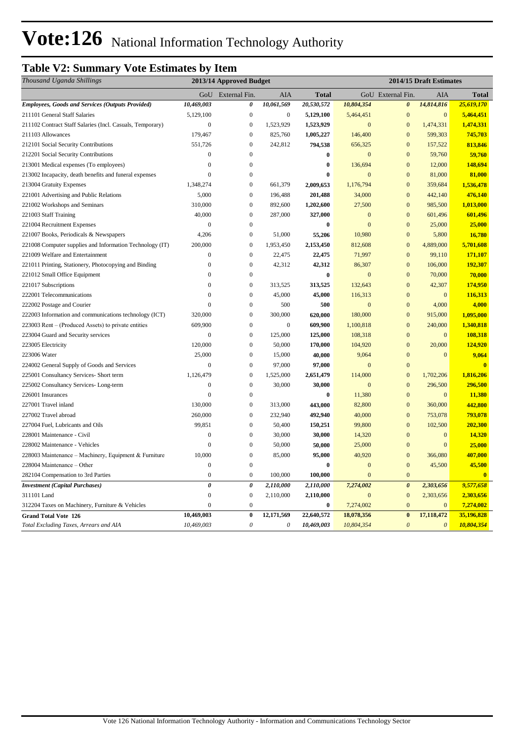# Vote:126 National Information Technology Authority

## Table V2: Summary Vote Estimates by Item

| *Thousand Uganda Shillings* | 2013/14 Approved Budget | | | | 2014/15 Draft Estimates | | | |
|---|---|---|---|---|---|---|---|---|
| | GoU | External Fin. | AIA | Total | GoU | External Fin. | AIA | Total |
| ***Employees, Goods and Services (Outputs Provided)*** | ***10,469,003*** | ***0*** | ***10,061,569*** | ***20,530,572*** | ***10,804,354*** | ***0*** | ***14,814,816*** | ***25,619,170*** |
| 211101 General Staff Salaries | 5,129,100 | 0 | 0 | **5,129,100** | 5,464,451 | 0 | 0 | **5,464,451** |
| 211102 Contract Staff Salaries (Incl. Casuals, Temporary) | 0 | 0 | 1,523,929 | **1,523,929** | 0 | 0 | 1,474,331 | **1,474,331** |
| 211103 Allowances | 179,467 | 0 | 825,760 | **1,005,227** | 146,400 | 0 | 599,303 | **745,703** |
| 212101 Social Security Contributions | 551,726 | 0 | 242,812 | **794,538** | 656,325 | 0 | 157,522 | **813,846** |
| 212201 Social Security Contributions | 0 | 0 | | **0** | 0 | 0 | 59,760 | **59,760** |
| 213001 Medical expenses (To employees) | 0 | 0 | | **0** | 136,694 | 0 | 12,000 | **148,694** |
| 213002 Incapacity, death benefits and funeral expenses | 0 | 0 | | **0** | 0 | 0 | 81,000 | **81,000** |
| 213004 Gratuity Expenses | 1,348,274 | 0 | 661,379 | **2,009,653** | 1,176,794 | 0 | 359,684 | **1,536,478** |
| 221001 Advertising and Public Relations | 5,000 | 0 | 196,488 | **201,488** | 34,000 | 0 | 442,140 | **476,140** |
| 221002 Workshops and Seminars | 310,000 | 0 | 892,600 | **1,202,600** | 27,500 | 0 | 985,500 | **1,013,000** |
| 221003 Staff Training | 40,000 | 0 | 287,000 | **327,000** | 0 | 0 | 601,496 | **601,496** |
| 221004 Recruitment Expenses | 0 | 0 | | **0** | 0 | 0 | 25,000 | **25,000** |
| 221007 Books, Periodicals & Newspapers | 4,206 | 0 | 51,000 | **55,206** | 10,980 | 0 | 5,800 | **16,780** |
| 221008 Computer supplies and Information Technology (IT) | 200,000 | 0 | 1,953,450 | **2,153,450** | 812,608 | 0 | 4,889,000 | **5,701,608** |
| 221009 Welfare and Entertainment | 0 | 0 | 22,475 | **22,475** | 71,997 | 0 | 99,110 | **171,107** |
| 221011 Printing, Stationery, Photocopying and Binding | 0 | 0 | 42,312 | **42,312** | 86,307 | 0 | 106,000 | **192,307** |
| 221012 Small Office Equipment | 0 | 0 | | **0** | 0 | 0 | 70,000 | **70,000** |
| 221017 Subscriptions | 0 | 0 | 313,525 | **313,525** | 132,643 | 0 | 42,307 | **174,950** |
| 222001 Telecommunications | 0 | 0 | 45,000 | **45,000** | 116,313 | 0 | 0 | **116,313** |
| 222002 Postage and Courier | 0 | 0 | 500 | **500** | 0 | 0 | 4,000 | **4,000** |
| 222003 Information and communications technology (ICT) | 320,000 | 0 | 300,000 | **620,000** | 180,000 | 0 | 915,000 | **1,095,000** |
| 223003 Rent – (Produced Assets) to private entities | 609,900 | 0 | 0 | **609,900** | 1,100,818 | 0 | 240,000 | **1,340,818** |
| 223004 Guard and Security services | 0 | 0 | 125,000 | **125,000** | 108,318 | 0 | 0 | **108,318** |
| 223005 Electricity | 120,000 | 0 | 50,000 | **170,000** | 104,920 | 0 | 20,000 | **124,920** |
| 223006 Water | 25,000 | 0 | 15,000 | **40,000** | 9,064 | 0 | 0 | **9,064** |
| 224002 General Supply of Goods and Services | 0 | 0 | 97,000 | **97,000** | 0 | 0 | | **0** |
| 225001 Consultancy Services- Short term | 1,126,479 | 0 | 1,525,000 | **2,651,479** | 114,000 | 0 | 1,702,206 | **1,816,206** |
| 225002 Consultancy Services- Long-term | 0 | 0 | 30,000 | **30,000** | 0 | 0 | 296,500 | **296,500** |
| 226001 Insurances | 0 | 0 | | **0** | 11,380 | 0 | 0 | **11,380** |
| 227001 Travel inland | 130,000 | 0 | 313,000 | **443,000** | 82,800 | 0 | 360,000 | **442,800** |
| 227002 Travel abroad | 260,000 | 0 | 232,940 | **492,940** | 40,000 | 0 | 753,078 | **793,078** |
| 227004 Fuel, Lubricants and Oils | 99,851 | 0 | 50,400 | **150,251** | 99,800 | 0 | 102,500 | **202,300** |
| 228001 Maintenance - Civil | 0 | 0 | 30,000 | **30,000** | 14,320 | 0 | 0 | **14,320** |
| 228002 Maintenance - Vehicles | 0 | 0 | 50,000 | **50,000** | 25,000 | 0 | 0 | **25,000** |
| 228003 Maintenance – Machinery, Equipment & Furniture | 10,000 | 0 | 85,000 | **95,000** | 40,920 | 0 | 366,080 | **407,000** |
| 228004 Maintenance – Other | 0 | 0 | | **0** | 0 | 0 | 45,500 | **45,500** |
| 282104 Compensation to 3rd Parties | 0 | 0 | 100,000 | **100,000** | 0 | 0 | | **0** |
| ***Investment (Capital Purchases)*** | ***0*** | ***0*** | ***2,110,000*** | ***2,110,000*** | ***7,274,002*** | ***0*** | ***2,303,656*** | ***9,577,658*** |
| 311101 Land | 0 | 0 | 2,110,000 | **2,110,000** | 0 | 0 | 2,303,656 | **2,303,656** |
| 312204 Taxes on Machinery, Furniture & Vehicles | 0 | 0 | | **0** | 7,274,002 | 0 | 0 | **7,274,002** |
| **Grand Total Vote 126** | **10,469,003** | **0** | **12,171,569** | **22,640,572** | **18,078,356** | **0** | **17,118,472** | **35,196,828** |
| *Total Excluding Taxes, Arrears and AIA* | *10,469,003* | *0* | *0* | *10,469,003* | *10,804,354* | *0* | *0* | *10,804,354* |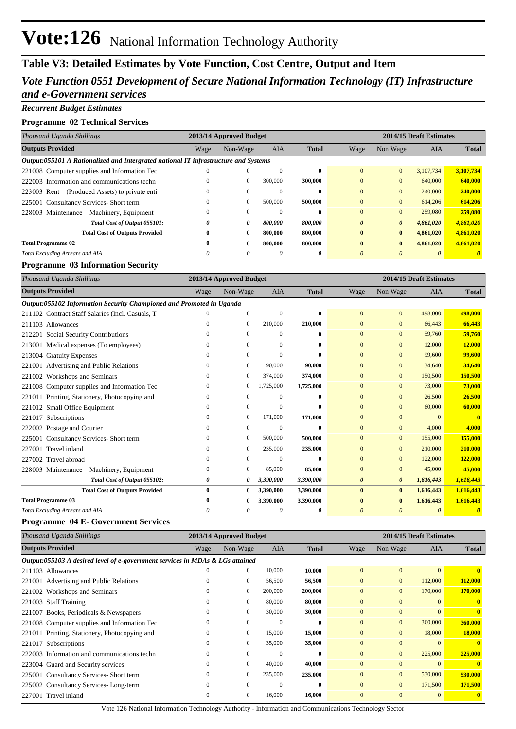# Vote:126 National Information Technology Authority

## Table V3: Detailed Estimates by Vote Function, Cost Centre, Output and Item

### *Vote Function 0551 Development of Secure National Information Technology (IT) Infrastructure and e-Government services*

*Recurrent Budget Estimates*

**Programme 02 Technical Services**

| *Thousand Uganda Shillings* | 2013/14 Approved Budget | | | | 2014/15 Draft Estimates | | | |
|---|---|---|---|---|---|---|---|---|
| **Outputs Provided** | Wage | Non-Wage | AIA | **Total** | Wage | Non Wage | AIA | **Total** |
| ***Output:055101 A Rationalized and Intergrated national IT infrastructure and Systems*** | | | | | | | | |
| 221008 Computer supplies and Information Tec | 0 | 0 | 0 | **0** | 0 | 0 | 3,107,734 | **3,107,734** |
| 222003 Information and communications techn | 0 | 0 | 300,000 | **300,000** | 0 | 0 | 640,000 | **640,000** |
| 223003 Rent – (Produced Assets) to private enti | 0 | 0 | 0 | **0** | 0 | 0 | 240,000 | **240,000** |
| 225001 Consultancy Services- Short term | 0 | 0 | 500,000 | **500,000** | 0 | 0 | 614,206 | **614,206** |
| 228003 Maintenance – Machinery, Equipment | 0 | 0 | 0 | **0** | 0 | 0 | 259,080 | **259,080** |
| ***Total Cost of Output 055101:*** | ***0*** | ***0*** | ***800,000*** | ***800,000*** | ***0*** | ***0*** | ***4,861,020*** | ***4,861,020*** |
| **Total Cost of Outputs Provided** | **0** | **0** | **800,000** | **800,000** | **0** | **0** | **4,861,020** | **4,861,020** |
| **Total Programme 02** | **0** | **0** | **800,000** | **800,000** | **0** | **0** | **4,861,020** | **4,861,020** |
| *Total Excluding Arrears and AIA* | *0* | *0* | *0* | ***0*** | *0* | *0* | *0* | ***0*** |

**Programme 03 Information Security**

| *Thousand Uganda Shillings* | 2013/14 Approved Budget | | | | 2014/15 Draft Estimates | | | |
|---|---|---|---|---|---|---|---|---|
| **Outputs Provided** | Wage | Non-Wage | AIA | **Total** | Wage | Non Wage | AIA | **Total** |
| ***Output:055102 Information Security Championed and Promoted in Uganda*** | | | | | | | | |
| 211102 Contract Staff Salaries (Incl. Casuals, T | 0 | 0 | 0 | **0** | 0 | 0 | 498,000 | **498,000** |
| 211103 Allowances | 0 | 0 | 210,000 | **210,000** | 0 | 0 | 66,443 | **66,443** |
| 212201 Social Security Contributions | 0 | 0 | 0 | **0** | 0 | 0 | 59,760 | **59,760** |
| 213001 Medical expenses (To employees) | 0 | 0 | 0 | **0** | 0 | 0 | 12,000 | **12,000** |
| 213004 Gratuity Expenses | 0 | 0 | 0 | **0** | 0 | 0 | 99,600 | **99,600** |
| 221001 Advertising and Public Relations | 0 | 0 | 90,000 | **90,000** | 0 | 0 | 34,640 | **34,640** |
| 221002 Workshops and Seminars | 0 | 0 | 374,000 | **374,000** | 0 | 0 | 150,500 | **150,500** |
| 221008 Computer supplies and Information Tec | 0 | 0 | 1,725,000 | **1,725,000** | 0 | 0 | 73,000 | **73,000** |
| 221011 Printing, Stationery, Photocopying and | 0 | 0 | 0 | **0** | 0 | 0 | 26,500 | **26,500** |
| 221012 Small Office Equipment | 0 | 0 | 0 | **0** | 0 | 0 | 60,000 | **60,000** |
| 221017 Subscriptions | 0 | 0 | 171,000 | **171,000** | 0 | 0 | 0 | **0** |
| 222002 Postage and Courier | 0 | 0 | 0 | **0** | 0 | 0 | 4,000 | **4,000** |
| 225001 Consultancy Services- Short term | 0 | 0 | 500,000 | **500,000** | 0 | 0 | 155,000 | **155,000** |
| 227001 Travel inland | 0 | 0 | 235,000 | **235,000** | 0 | 0 | 210,000 | **210,000** |
| 227002 Travel abroad | 0 | 0 | 0 | **0** | 0 | 0 | 122,000 | **122,000** |
| 228003 Maintenance – Machinery, Equipment | 0 | 0 | 85,000 | **85,000** | 0 | 0 | 45,000 | **45,000** |
| ***Total Cost of Output 055102:*** | ***0*** | ***0*** | ***3,390,000*** | ***3,390,000*** | ***0*** | ***0*** | ***1,616,443*** | ***1,616,443*** |
| **Total Cost of Outputs Provided** | **0** | **0** | **3,390,000** | **3,390,000** | **0** | **0** | **1,616,443** | **1,616,443** |
| **Total Programme 03** | **0** | **0** | **3,390,000** | **3,390,000** | **0** | **0** | **1,616,443** | **1,616,443** |
| *Total Excluding Arrears and AIA* | *0* | *0* | *0* | ***0*** | *0* | *0* | *0* | ***0*** |

**Programme 04 E- Government Services**

| *Thousand Uganda Shillings* | 2013/14 Approved Budget | | | | 2014/15 Draft Estimates | | | |
|---|---|---|---|---|---|---|---|---|
| **Outputs Provided** | Wage | Non-Wage | AIA | **Total** | Wage | Non Wage | AIA | **Total** |
| ***Output:055103 A desired level of e-government services in MDAs & LGs attained*** | | | | | | | | |
| 211103 Allowances | 0 | 0 | 10,000 | **10,000** | 0 | 0 | 0 | **0** |
| 221001 Advertising and Public Relations | 0 | 0 | 56,500 | **56,500** | 0 | 0 | 112,000 | **112,000** |
| 221002 Workshops and Seminars | 0 | 0 | 200,000 | **200,000** | 0 | 0 | 170,000 | **170,000** |
| 221003 Staff Training | 0 | 0 | 80,000 | **80,000** | 0 | 0 | 0 | **0** |
| 221007 Books, Periodicals & Newspapers | 0 | 0 | 30,000 | **30,000** | 0 | 0 | 0 | **0** |
| 221008 Computer supplies and Information Tec | 0 | 0 | 0 | **0** | 0 | 0 | 360,000 | **360,000** |
| 221011 Printing, Stationery, Photocopying and | 0 | 0 | 15,000 | **15,000** | 0 | 0 | 18,000 | **18,000** |
| 221017 Subscriptions | 0 | 0 | 35,000 | **35,000** | 0 | 0 | 0 | **0** |
| 222003 Information and communications techn | 0 | 0 | 0 | **0** | 0 | 0 | 225,000 | **225,000** |
| 223004 Guard and Security services | 0 | 0 | 40,000 | **40,000** | 0 | 0 | 0 | **0** |
| 225001 Consultancy Services- Short term | 0 | 0 | 235,000 | **235,000** | 0 | 0 | 530,000 | **530,000** |
| 225002 Consultancy Services- Long-term | 0 | 0 | 0 | **0** | 0 | 0 | 171,500 | **171,500** |
| 227001 Travel inland | 0 | 0 | 16,000 | **16,000** | 0 | 0 | 0 | **0** |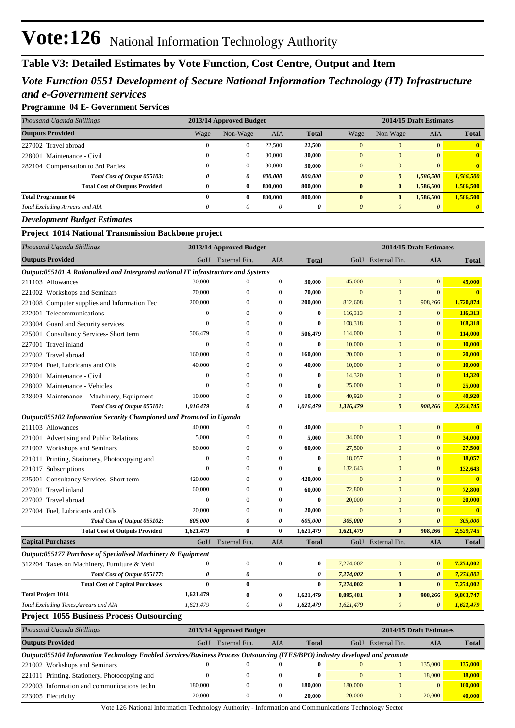# Vote:126 National Information Technology Authority

## Table V3: Detailed Estimates by Vote Function, Cost Centre, Output and Item

### *Vote Function 0551 Development of Secure National Information Technology (IT) Infrastructure and e-Government services*

**Programme 04 E- Government Services**

| *Thousand Uganda Shillings* | 2013/14 Approved Budget | | | | 2014/15 Draft Estimates | | | |
|---|---|---|---|---|---|---|---|---|
| **Outputs Provided** | Wage | Non-Wage | AIA | **Total** | Wage | Non Wage | AIA | **Total** |
| 227002 Travel abroad | 0 | 0 | 22,500 | **22,500** | 0 | 0 | 0 | **0** |
| 228001 Maintenance - Civil | 0 | 0 | 30,000 | **30,000** | 0 | 0 | 0 | **0** |
| 282104 Compensation to 3rd Parties | 0 | 0 | 30,000 | **30,000** | 0 | 0 | 0 | **0** |
| *Total Cost of Output 055103:* | *0* | *0* | *800,000* | *800,000* | *0* | *0* | *1,586,500* | *1,586,500* |
| **Total Cost of Outputs Provided** | **0** | **0** | **800,000** | **800,000** | **0** | **0** | **1,586,500** | **1,586,500** |
| **Total Programme 04** | **0** | **0** | **800,000** | **800,000** | **0** | **0** | **1,586,500** | **1,586,500** |
| *Total Excluding Arrears and AIA* | *0* | *0* | *0* | *0* | *0* | *0* | *0* | *0* |

***Development Budget Estimates***

**Project 1014 National Transmission Backbone project**

| *Thousand Uganda Shillings* | 2013/14 Approved Budget | | | | 2014/15 Draft Estimates | | | |
|---|---|---|---|---|---|---|---|---|
| **Outputs Provided** | GoU | External Fin. | AIA | **Total** | GoU | External Fin. | AIA | **Total** |
| ***Output:055101 A Rationalized and Intergrated national IT infrastructure and Systems*** | | | | | | | | |
| 211103 Allowances | 30,000 | 0 | 0 | **30,000** | 45,000 | 0 | 0 | **45,000** |
| 221002 Workshops and Seminars | 70,000 | 0 | 0 | **70,000** | 0 | 0 | 0 | **0** |
| 221008 Computer supplies and Information Tec | 200,000 | 0 | 0 | **200,000** | 812,608 | 0 | 908,266 | **1,720,874** |
| 222001 Telecommunications | 0 | 0 | 0 | **0** | 116,313 | 0 | 0 | **116,313** |
| 223004 Guard and Security services | 0 | 0 | 0 | **0** | 108,318 | 0 | 0 | **108,318** |
| 225001 Consultancy Services- Short term | 506,479 | 0 | 0 | **506,479** | 114,000 | 0 | 0 | **114,000** |
| 227001 Travel inland | 0 | 0 | 0 | **0** | 10,000 | 0 | 0 | **10,000** |
| 227002 Travel abroad | 160,000 | 0 | 0 | **160,000** | 20,000 | 0 | 0 | **20,000** |
| 227004 Fuel, Lubricants and Oils | 40,000 | 0 | 0 | **40,000** | 10,000 | 0 | 0 | **10,000** |
| 228001 Maintenance - Civil | 0 | 0 | 0 | **0** | 14,320 | 0 | 0 | **14,320** |
| 228002 Maintenance - Vehicles | 0 | 0 | 0 | **0** | 25,000 | 0 | 0 | **25,000** |
| 228003 Maintenance – Machinery, Equipment | 10,000 | 0 | 0 | **10,000** | 40,920 | 0 | 0 | **40,920** |
| *Total Cost of Output 055101:* | *1,016,479* | *0* | *0* | *1,016,479* | *1,316,479* | *0* | *908,266* | *2,224,745* |
| ***Output:055102 Information Security Championed and Promoted in Uganda*** | | | | | | | | |
| 211103 Allowances | 40,000 | 0 | 0 | **40,000** | 0 | 0 | 0 | **0** |
| 221001 Advertising and Public Relations | 5,000 | 0 | 0 | **5,000** | 34,000 | 0 | 0 | **34,000** |
| 221002 Workshops and Seminars | 60,000 | 0 | 0 | **60,000** | 27,500 | 0 | 0 | **27,500** |
| 221011 Printing, Stationery, Photocopying and | 0 | 0 | 0 | **0** | 18,057 | 0 | 0 | **18,057** |
| 221017 Subscriptions | 0 | 0 | 0 | **0** | 132,643 | 0 | 0 | **132,643** |
| 225001 Consultancy Services- Short term | 420,000 | 0 | 0 | **420,000** | 0 | 0 | 0 | **0** |
| 227001 Travel inland | 60,000 | 0 | 0 | **60,000** | 72,800 | 0 | 0 | **72,800** |
| 227002 Travel abroad | 0 | 0 | 0 | **0** | 20,000 | 0 | 0 | **20,000** |
| 227004 Fuel, Lubricants and Oils | 20,000 | 0 | 0 | **20,000** | 0 | 0 | 0 | **0** |
| *Total Cost of Output 055102:* | *605,000* | *0* | *0* | *605,000* | *305,000* | *0* | *0* | *305,000* |
| **Total Cost of Outputs Provided** | **1,621,479** | **0** | **0** | **1,621,479** | **1,621,479** | **0** | **908,266** | **2,529,745** |
| **Capital Purchases** | GoU | External Fin. | AIA | **Total** | GoU | External Fin. | AIA | **Total** |
| ***Output:055177 Purchase of Specialised Machinery & Equipment*** | | | | | | | | |
| 312204 Taxes on Machinery, Furniture & Vehi | 0 | 0 | 0 | **0** | 7,274,002 | 0 | 0 | **7,274,002** |
| *Total Cost of Output 055177:* | *0* | *0* | | *0* | *7,274,002* | *0* | *0* | *7,274,002* |
| **Total Cost of Capital Purchases** | **0** | **0** | | **0** | **7,274,002** | **0** | **0** | **7,274,002** |
| **Total Project 1014** | **1,621,479** | **0** | **0** | **1,621,479** | **8,895,481** | **0** | **908,266** | **9,803,747** |
| *Total Excluding Taxes,Arrears and AIA* | *1,621,479* | *0* | *0* | *1,621,479* | *1,621,479* | *0* | *0* | *1,621,479* |

**Project 1055 Business Process Outsourcing**

| *Thousand Uganda Shillings* | 2013/14 Approved Budget | | | | 2014/15 Draft Estimates | | | |
|---|---|---|---|---|---|---|---|---|
| **Outputs Provided** | GoU | External Fin. | AIA | **Total** | GoU | External Fin. | AIA | **Total** |
| ***Output:055104 Information Technology Enabled Services/Business Process Outsourcing (ITES/BPO) industry developed and promote*** | | | | | | | | |
| 221002 Workshops and Seminars | 0 | 0 | 0 | **0** | 0 | 0 | 135,000 | **135,000** |
| 221011 Printing, Stationery, Photocopying and | 0 | 0 | 0 | **0** | 0 | 0 | 18,000 | **18,000** |
| 222003 Information and communications techn | 180,000 | 0 | 0 | **180,000** | 180,000 | 0 | 0 | **180,000** |
| 223005 Electricity | 20,000 | 0 | 0 | **20,000** | 20,000 | 0 | 20,000 | **40,000** |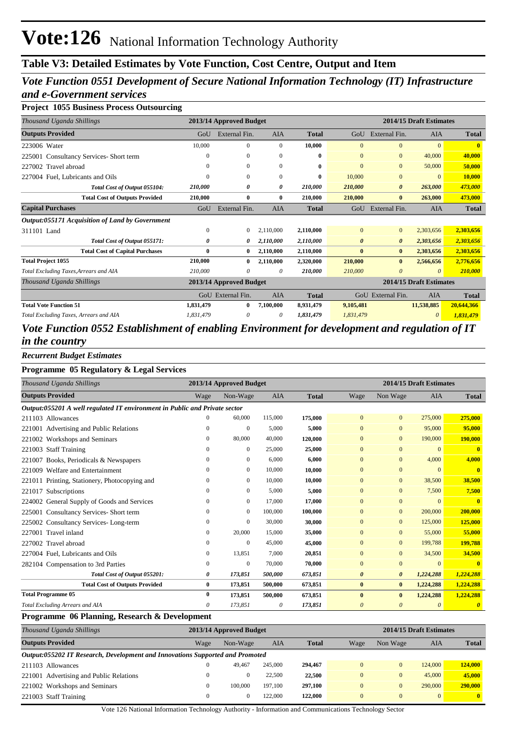# Vote:126 National Information Technology Authority

## Table V3: Detailed Estimates by Vote Function, Cost Centre, Output and Item

## *Vote Function 0551 Development of Secure National Information Technology (IT) Infrastructure and e-Government services*

### Project 1055 Business Process Outsourcing

| *Thousand Uganda Shillings* | 2013/14 Approved Budget | | | | 2014/15 Draft Estimates | | | |
|---|---|---|---|---|---|---|---|---|
| **Outputs Provided** | GoU | External Fin. | AIA | **Total** | GoU | External Fin. | AIA | **Total** |
| 223006 Water | 10,000 | 0 | 0 | **10,000** | 0 | 0 | 0 | **0** |
| 225001 Consultancy Services- Short term | 0 | 0 | 0 | **0** | 0 | 0 | 40,000 | **40,000** |
| 227002 Travel abroad | 0 | 0 | 0 | **0** | 0 | 0 | 50,000 | **50,000** |
| 227004 Fuel, Lubricants and Oils | 0 | 0 | 0 | **0** | 10,000 | 0 | 0 | **10,000** |
| ***Total Cost of Output 055104:*** | ***210,000*** | ***0*** | ***0*** | ***210,000*** | ***210,000*** | ***0*** | ***263,000*** | ***473,000*** |
| **Total Cost of Outputs Provided** | **210,000** | **0** | **0** | **210,000** | **210,000** | **0** | **263,000** | **473,000** |
| **Capital Purchases** | GoU | External Fin. | AIA | **Total** | GoU | External Fin. | AIA | **Total** |
| ***Output:055171 Acquisition of Land by Government*** | | | | | | | | |
| 311101 Land | 0 | 0 | 2,110,000 | **2,110,000** | 0 | 0 | 2,303,656 | **2,303,656** |
| ***Total Cost of Output 055171:*** | ***0*** | ***0*** | ***2,110,000*** | ***2,110,000*** | ***0*** | ***0*** | ***2,303,656*** | ***2,303,656*** |
| **Total Cost of Capital Purchases** | **0** | **0** | **2,110,000** | **2,110,000** | **0** | **0** | **2,303,656** | **2,303,656** |
| **Total Project 1055** | **210,000** | **0** | **2,110,000** | **2,320,000** | **210,000** | **0** | **2,566,656** | **2,776,656** |
| *Total Excluding Taxes,Arrears and AIA* | *210,000* | *0* | *0* | ***210,000*** | *210,000* | *0* | *0* | ***210,000*** |
| *Thousand Uganda Shillings* | 2013/14 Approved Budget | | | | 2014/15 Draft Estimates | | | |
| | GoU | External Fin. | AIA | **Total** | GoU | External Fin. | AIA | **Total** |
| **Total Vote Function 51** | **1,831,479** | **0** | **7,100,000** | **8,931,479** | **9,105,481** | | **11,538,885** | **20,644,366** |
| *Total Excluding Taxes, Arrears and AIA* | *1,831,479* | *0* | *0* | ***1,831,479*** | *1,831,479* | | *0* | ***1,831,479*** |

## *Vote Function 0552 Establishment of enabling Environment for development and regulation of IT in the country*

***Recurrent Budget Estimates***

### Programme 05 Regulatory & Legal Services

| *Thousand Uganda Shillings* | 2013/14 Approved Budget | | | | 2014/15 Draft Estimates | | | |
|---|---|---|---|---|---|---|---|---|
| **Outputs Provided** | Wage | Non-Wage | AIA | **Total** | Wage | Non Wage | AIA | **Total** |
| ***Output:055201 A well regulated IT environment in Public and Private sector*** | | | | | | | | |
| 211103 Allowances | 0 | 60,000 | 115,000 | **175,000** | 0 | 0 | 275,000 | **275,000** |
| 221001 Advertising and Public Relations | 0 | 0 | 5,000 | **5,000** | 0 | 0 | 95,000 | **95,000** |
| 221002 Workshops and Seminars | 0 | 80,000 | 40,000 | **120,000** | 0 | 0 | 190,000 | **190,000** |
| 221003 Staff Training | 0 | 0 | 25,000 | **25,000** | 0 | 0 | 0 | **0** |
| 221007 Books, Periodicals & Newspapers | 0 | 0 | 6,000 | **6,000** | 0 | 0 | 4,000 | **4,000** |
| 221009 Welfare and Entertainment | 0 | 0 | 10,000 | **10,000** | 0 | 0 | 0 | **0** |
| 221011 Printing, Stationery, Photocopying and | 0 | 0 | 10,000 | **10,000** | 0 | 0 | 38,500 | **38,500** |
| 221017 Subscriptions | 0 | 0 | 5,000 | **5,000** | 0 | 0 | 7,500 | **7,500** |
| 224002 General Supply of Goods and Services | 0 | 0 | 17,000 | **17,000** | 0 | 0 | 0 | **0** |
| 225001 Consultancy Services- Short term | 0 | 0 | 100,000 | **100,000** | 0 | 0 | 200,000 | **200,000** |
| 225002 Consultancy Services- Long-term | 0 | 0 | 30,000 | **30,000** | 0 | 0 | 125,000 | **125,000** |
| 227001 Travel inland | 0 | 20,000 | 15,000 | **35,000** | 0 | 0 | 55,000 | **55,000** |
| 227002 Travel abroad | 0 | 0 | 45,000 | **45,000** | 0 | 0 | 199,788 | **199,788** |
| 227004 Fuel, Lubricants and Oils | 0 | 13,851 | 7,000 | **20,851** | 0 | 0 | 34,500 | **34,500** |
| 282104 Compensation to 3rd Parties | 0 | 0 | 70,000 | **70,000** | 0 | 0 | 0 | **0** |
| ***Total Cost of Output 055201:*** | ***0*** | ***173,851*** | ***500,000*** | ***673,851*** | ***0*** | ***0*** | ***1,224,288*** | ***1,224,288*** |
| **Total Cost of Outputs Provided** | **0** | **173,851** | **500,000** | **673,851** | **0** | **0** | **1,224,288** | **1,224,288** |
| **Total Programme 05** | **0** | **173,851** | **500,000** | **673,851** | **0** | **0** | **1,224,288** | **1,224,288** |
| *Total Excluding Arrears and AIA* | *0* | *173,851* | *0* | ***173,851*** | *0* | *0* | *0* | ***0*** |

### Programme 06 Planning, Research & Development

| *Thousand Uganda Shillings* | 2013/14 Approved Budget | | | | 2014/15 Draft Estimates | | | |
|---|---|---|---|---|---|---|---|---|
| **Outputs Provided** | Wage | Non-Wage | AIA | **Total** | Wage | Non Wage | AIA | **Total** |
| ***Output:055202 IT Research, Development and Innovations Supported and Promoted*** | | | | | | | | |
| 211103 Allowances | 0 | 49,467 | 245,000 | **294,467** | 0 | 0 | 124,000 | **124,000** |
| 221001 Advertising and Public Relations | 0 | 0 | 22,500 | **22,500** | 0 | 0 | 45,000 | **45,000** |
| 221002 Workshops and Seminars | 0 | 100,000 | 197,100 | **297,100** | 0 | 0 | 290,000 | **290,000** |
| 221003 Staff Training | 0 | 0 | 122,000 | **122,000** | 0 | 0 | 0 | **0** |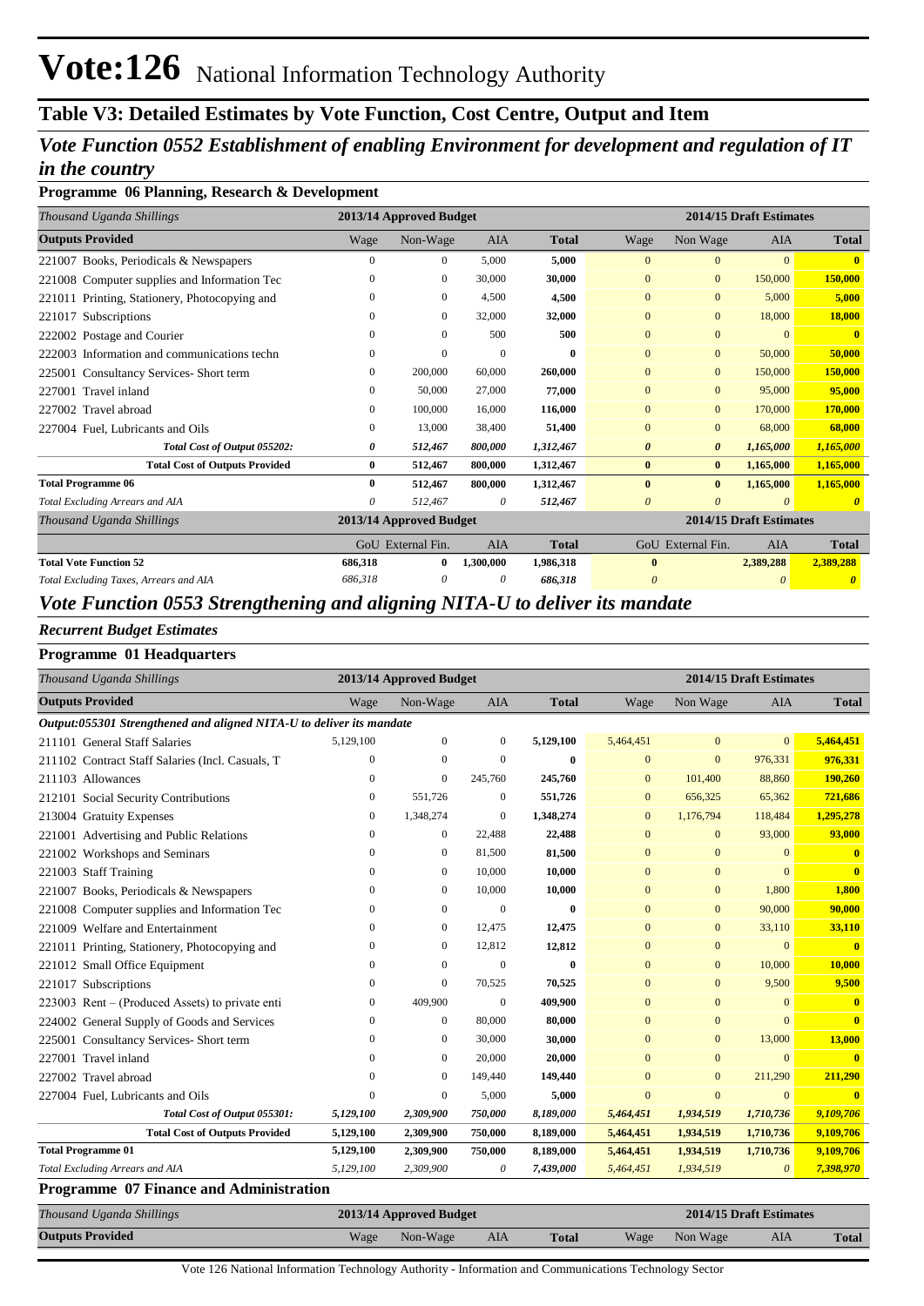# Vote:126 National Information Technology Authority

## Table V3: Detailed Estimates by Vote Function, Cost Centre, Output and Item

### *Vote Function 0552 Establishment of enabling Environment for development and regulation of IT in the country*

**Programme 06 Planning, Research & Development**

| *Thousand Uganda Shillings* | 2013/14 Approved Budget | | | | 2014/15 Draft Estimates | | | |
|---|---|---|---|---|---|---|---|---|
| **Outputs Provided** | Wage | Non-Wage | AIA | **Total** | Wage | Non Wage | AIA | **Total** |
| 221007 Books, Periodicals & Newspapers | 0 | 0 | 5,000 | **5,000** | 0 | 0 | 0 | **0** |
| 221008 Computer supplies and Information Tec | 0 | 0 | 30,000 | **30,000** | 0 | 0 | 150,000 | **150,000** |
| 221011 Printing, Stationery, Photocopying and | 0 | 0 | 4,500 | **4,500** | 0 | 0 | 5,000 | **5,000** |
| 221017 Subscriptions | 0 | 0 | 32,000 | **32,000** | 0 | 0 | 18,000 | **18,000** |
| 222002 Postage and Courier | 0 | 0 | 500 | **500** | 0 | 0 | 0 | **0** |
| 222003 Information and communications techn | 0 | 0 | 0 | **0** | 0 | 0 | 50,000 | **50,000** |
| 225001 Consultancy Services- Short term | 0 | 200,000 | 60,000 | **260,000** | 0 | 0 | 150,000 | **150,000** |
| 227001 Travel inland | 0 | 50,000 | 27,000 | **77,000** | 0 | 0 | 95,000 | **95,000** |
| 227002 Travel abroad | 0 | 100,000 | 16,000 | **116,000** | 0 | 0 | 170,000 | **170,000** |
| 227004 Fuel, Lubricants and Oils | 0 | 13,000 | 38,400 | **51,400** | 0 | 0 | 68,000 | **68,000** |
| *Total Cost of Output 055202:* | *0* | *512,467* | *800,000* | *1,312,467* | *0* | *0* | *1,165,000* | *1,165,000* |
| **Total Cost of Outputs Provided** | **0** | **512,467** | **800,000** | **1,312,467** | **0** | **0** | **1,165,000** | **1,165,000** |
| **Total Programme 06** | **0** | **512,467** | **800,000** | **1,312,467** | **0** | **0** | **1,165,000** | **1,165,000** |
| *Total Excluding Arrears and AIA* | *0* | *512,467* | *0* | *512,467* | *0* | *0* | *0* | *0* |

| *Thousand Uganda Shillings* | 2013/14 Approved Budget | | | | 2014/15 Draft Estimates | | | |
|---|---|---|---|---|---|---|---|---|
| | GoU | External Fin. | AIA | **Total** | GoU | External Fin. | AIA | **Total** |
| **Total Vote Function 52** | **686,318** | **0** | **1,300,000** | **1,986,318** | **0** | | **2,389,288** | **2,389,288** |
| *Total Excluding Taxes, Arrears and AIA* | *686,318* | *0* | *0* | *686,318* | *0* | | *0* | *0* |

### *Vote Function 0553 Strengthening and aligning NITA-U to deliver its mandate*

***Recurrent Budget Estimates***

**Programme 01 Headquarters**

| *Thousand Uganda Shillings* | 2013/14 Approved Budget | | | | 2014/15 Draft Estimates | | | |
|---|---|---|---|---|---|---|---|---|
| **Outputs Provided** | Wage | Non-Wage | AIA | **Total** | Wage | Non Wage | AIA | **Total** |
| ***Output:055301 Strengthened and aligned NITA-U to deliver its mandate*** | | | | | | | | |
| 211101 General Staff Salaries | 5,129,100 | 0 | 0 | **5,129,100** | 5,464,451 | 0 | 0 | **5,464,451** |
| 211102 Contract Staff Salaries (Incl. Casuals, T | 0 | 0 | 0 | **0** | 0 | 0 | 976,331 | **976,331** |
| 211103 Allowances | 0 | 0 | 245,760 | **245,760** | 0 | 101,400 | 88,860 | **190,260** |
| 212101 Social Security Contributions | 0 | 551,726 | 0 | **551,726** | 0 | 656,325 | 65,362 | **721,686** |
| 213004 Gratuity Expenses | 0 | 1,348,274 | 0 | **1,348,274** | 0 | 1,176,794 | 118,484 | **1,295,278** |
| 221001 Advertising and Public Relations | 0 | 0 | 22,488 | **22,488** | 0 | 0 | 93,000 | **93,000** |
| 221002 Workshops and Seminars | 0 | 0 | 81,500 | **81,500** | 0 | 0 | 0 | **0** |
| 221003 Staff Training | 0 | 0 | 10,000 | **10,000** | 0 | 0 | 0 | **0** |
| 221007 Books, Periodicals & Newspapers | 0 | 0 | 10,000 | **10,000** | 0 | 0 | 1,800 | **1,800** |
| 221008 Computer supplies and Information Tec | 0 | 0 | 0 | **0** | 0 | 0 | 90,000 | **90,000** |
| 221009 Welfare and Entertainment | 0 | 0 | 12,475 | **12,475** | 0 | 0 | 33,110 | **33,110** |
| 221011 Printing, Stationery, Photocopying and | 0 | 0 | 12,812 | **12,812** | 0 | 0 | 0 | **0** |
| 221012 Small Office Equipment | 0 | 0 | 0 | **0** | 0 | 0 | 10,000 | **10,000** |
| 221017 Subscriptions | 0 | 0 | 70,525 | **70,525** | 0 | 0 | 9,500 | **9,500** |
| 223003 Rent – (Produced Assets) to private enti | 0 | 409,900 | 0 | **409,900** | 0 | 0 | 0 | **0** |
| 224002 General Supply of Goods and Services | 0 | 0 | 80,000 | **80,000** | 0 | 0 | 0 | **0** |
| 225001 Consultancy Services- Short term | 0 | 0 | 30,000 | **30,000** | 0 | 0 | 13,000 | **13,000** |
| 227001 Travel inland | 0 | 0 | 20,000 | **20,000** | 0 | 0 | 0 | **0** |
| 227002 Travel abroad | 0 | 0 | 149,440 | **149,440** | 0 | 0 | 211,290 | **211,290** |
| 227004 Fuel, Lubricants and Oils | 0 | 0 | 5,000 | **5,000** | 0 | 0 | 0 | **0** |
| *Total Cost of Output 055301:* | *5,129,100* | *2,309,900* | *750,000* | *8,189,000* | *5,464,451* | *1,934,519* | *1,710,736* | *9,109,706* |
| **Total Cost of Outputs Provided** | **5,129,100** | **2,309,900** | **750,000** | **8,189,000** | **5,464,451** | **1,934,519** | **1,710,736** | **9,109,706** |
| **Total Programme 01** | **5,129,100** | **2,309,900** | **750,000** | **8,189,000** | **5,464,451** | **1,934,519** | **1,710,736** | **9,109,706** |
| *Total Excluding Arrears and AIA* | *5,129,100* | *2,309,900* | *0* | *7,439,000* | *5,464,451* | *1,934,519* | *0* | *7,398,970* |

**Programme 07 Finance and Administration**

| *Thousand Uganda Shillings* | 2013/14 Approved Budget | | | | 2014/15 Draft Estimates | | | |
|---|---|---|---|---|---|---|---|---|
| **Outputs Provided** | Wage | Non-Wage | AIA | **Total** | Wage | Non Wage | AIA | **Total** |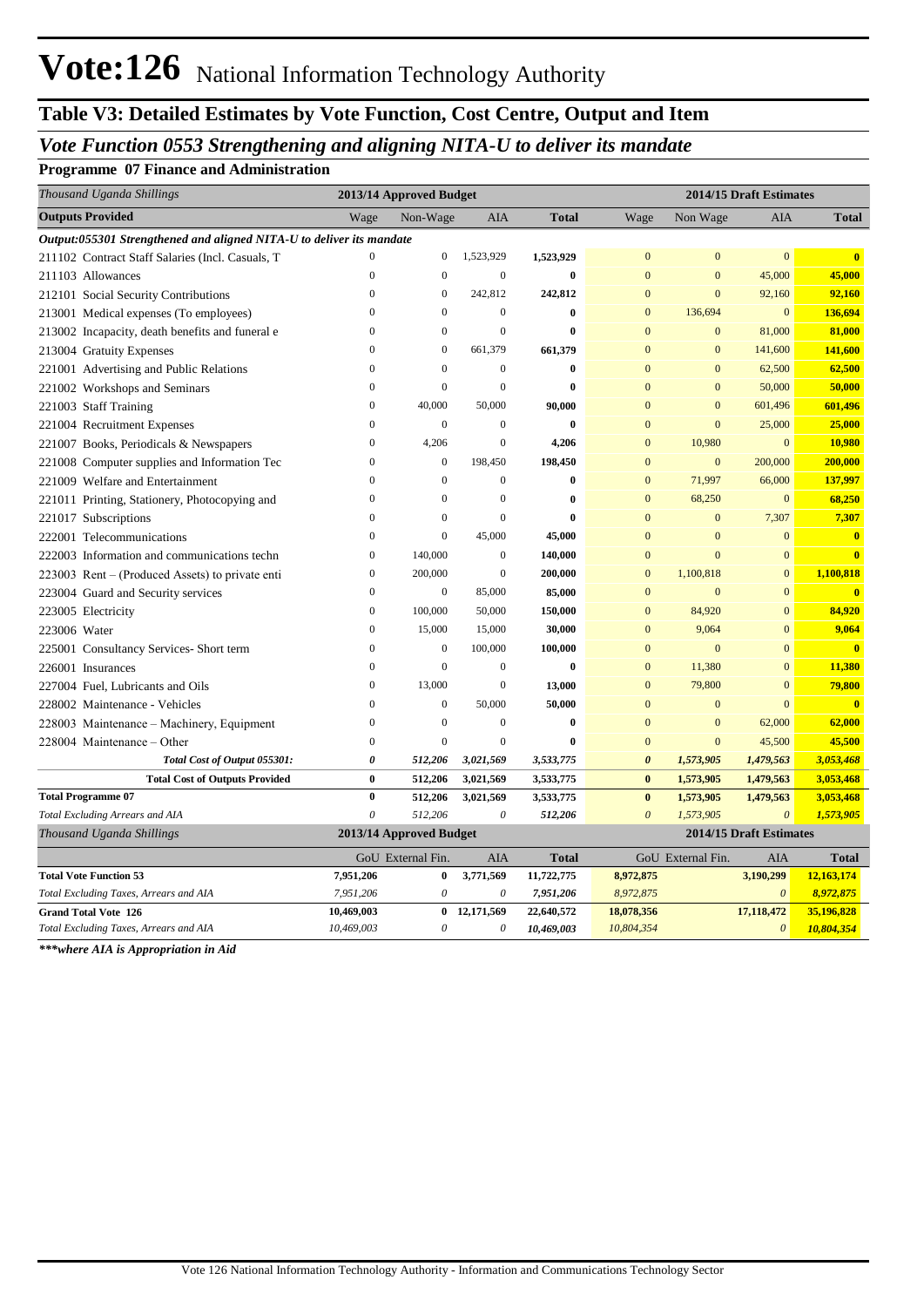# Vote:126 National Information Technology Authority

## Table V3: Detailed Estimates by Vote Function, Cost Centre, Output and Item

### *Vote Function 0553 Strengthening and aligning NITA-U to deliver its mandate*

**Programme 07 Finance and Administration**

| *Thousand Uganda Shillings* | 2013/14 Approved Budget | | | | 2014/15 Draft Estimates | | | |
|---|---|---|---|---|---|---|---|---|
| **Outputs Provided** | Wage | Non-Wage | AIA | **Total** | Wage | Non Wage | AIA | **Total** |
| ***Output:055301 Strengthened and aligned NITA-U to deliver its mandate*** | | | | | | | | |
| 211102 Contract Staff Salaries (Incl. Casuals, T | 0 | 0 | 1,523,929 | **1,523,929** | 0 | 0 | 0 | **0** |
| 211103 Allowances | 0 | 0 | 0 | **0** | 0 | 0 | 45,000 | **45,000** |
| 212101 Social Security Contributions | 0 | 0 | 242,812 | **242,812** | 0 | 0 | 92,160 | **92,160** |
| 213001 Medical expenses (To employees) | 0 | 0 | 0 | **0** | 0 | 136,694 | 0 | **136,694** |
| 213002 Incapacity, death benefits and funeral e | 0 | 0 | 0 | **0** | 0 | 0 | 81,000 | **81,000** |
| 213004 Gratuity Expenses | 0 | 0 | 661,379 | **661,379** | 0 | 0 | 141,600 | **141,600** |
| 221001 Advertising and Public Relations | 0 | 0 | 0 | **0** | 0 | 0 | 62,500 | **62,500** |
| 221002 Workshops and Seminars | 0 | 0 | 0 | **0** | 0 | 0 | 50,000 | **50,000** |
| 221003 Staff Training | 0 | 40,000 | 50,000 | **90,000** | 0 | 0 | 601,496 | **601,496** |
| 221004 Recruitment Expenses | 0 | 0 | 0 | **0** | 0 | 0 | 25,000 | **25,000** |
| 221007 Books, Periodicals & Newspapers | 0 | 4,206 | 0 | **4,206** | 0 | 10,980 | 0 | **10,980** |
| 221008 Computer supplies and Information Tec | 0 | 0 | 198,450 | **198,450** | 0 | 0 | 200,000 | **200,000** |
| 221009 Welfare and Entertainment | 0 | 0 | 0 | **0** | 0 | 71,997 | 66,000 | **137,997** |
| 221011 Printing, Stationery, Photocopying and | 0 | 0 | 0 | **0** | 0 | 68,250 | 0 | **68,250** |
| 221017 Subscriptions | 0 | 0 | 0 | **0** | 0 | 0 | 7,307 | **7,307** |
| 222001 Telecommunications | 0 | 0 | 45,000 | **45,000** | 0 | 0 | 0 | **0** |
| 222003 Information and communications techn | 0 | 140,000 | 0 | **140,000** | 0 | 0 | 0 | **0** |
| 223003 Rent – (Produced Assets) to private enti | 0 | 200,000 | 0 | **200,000** | 0 | 1,100,818 | 0 | **1,100,818** |
| 223004 Guard and Security services | 0 | 0 | 85,000 | **85,000** | 0 | 0 | 0 | **0** |
| 223005 Electricity | 0 | 100,000 | 50,000 | **150,000** | 0 | 84,920 | 0 | **84,920** |
| 223006 Water | 0 | 15,000 | 15,000 | **30,000** | 0 | 9,064 | 0 | **9,064** |
| 225001 Consultancy Services- Short term | 0 | 0 | 100,000 | **100,000** | 0 | 0 | 0 | **0** |
| 226001 Insurances | 0 | 0 | 0 | **0** | 0 | 11,380 | 0 | **11,380** |
| 227004 Fuel, Lubricants and Oils | 0 | 13,000 | 0 | **13,000** | 0 | 79,800 | 0 | **79,800** |
| 228002 Maintenance - Vehicles | 0 | 0 | 50,000 | **50,000** | 0 | 0 | 0 | **0** |
| 228003 Maintenance – Machinery, Equipment | 0 | 0 | 0 | **0** | 0 | 0 | 62,000 | **62,000** |
| 228004 Maintenance – Other | 0 | 0 | 0 | **0** | 0 | 0 | 45,500 | **45,500** |
| ***Total Cost of Output 055301:*** | ***0*** | ***512,206*** | ***3,021,569*** | ***3,533,775*** | ***0*** | ***1,573,905*** | ***1,479,563*** | ***3,053,468*** |
| **Total Cost of Outputs Provided** | **0** | **512,206** | **3,021,569** | **3,533,775** | **0** | **1,573,905** | **1,479,563** | **3,053,468** |
| **Total Programme 07** | **0** | **512,206** | **3,021,569** | **3,533,775** | **0** | **1,573,905** | **1,479,563** | **3,053,468** |
| *Total Excluding Arrears and AIA* | *0* | *512,206* | *0* | *512,206* | *0* | *1,573,905* | *0* | *1,573,905* |
| *Thousand Uganda Shillings* | 2013/14 Approved Budget | | | | 2014/15 Draft Estimates | | | |
| | GoU | External Fin. | AIA | **Total** | GoU | External Fin. | AIA | **Total** |
| **Total Vote Function 53** | **7,951,206** | **0** | **3,771,569** | **11,722,775** | **8,972,875** | | **3,190,299** | **12,163,174** |
| *Total Excluding Taxes, Arrears and AIA* | *7,951,206* | *0* | *0* | *7,951,206* | *8,972,875* | | *0* | *8,972,875* |
| **Grand Total Vote 126** | **10,469,003** | **0** | **12,171,569** | **22,640,572** | **18,078,356** | | **17,118,472** | **35,196,828** |
| *Total Excluding Taxes, Arrears and AIA* | *10,469,003* | *0* | *0* | *10,469,003* | *10,804,354* | | *0* | *10,804,354* |

***\*\*\*where AIA is Appropriation in Aid***